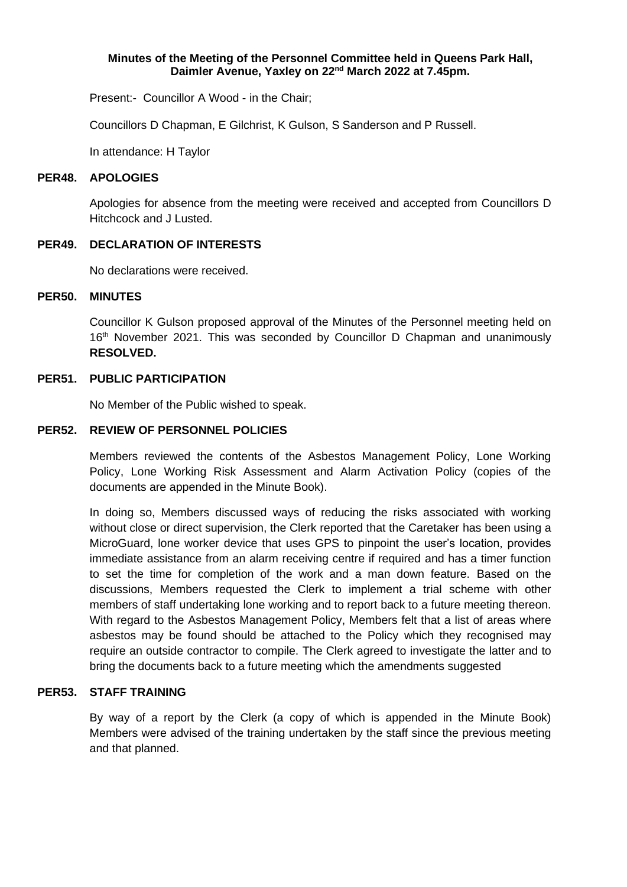**Minutes of the Meeting of the Personnel Committee held in Queens Park Hall, Daimler Avenue, Yaxley on 22nd March 2022 at 7.45pm.**

Present:- Councillor A Wood - in the Chair;

Councillors D Chapman, E Gilchrist, K Gulson, S Sanderson and P Russell.

In attendance: H Taylor

## PER48. APOLOGIES

Apologies for absence from the meeting were received and accepted from Councillors D Hitchcock and J Lusted.

## PER49. DECLARATION OF INTERESTS

No declarations were received.

## PER50. MINUTES

Councillor K Gulson proposed approval of the Minutes of the Personnel meeting held on 16th November 2021. This was seconded by Councillor D Chapman and unanimously **RESOLVED.**

## PER51. PUBLIC PARTICIPATION

No Member of the Public wished to speak.

## PER52. REVIEW OF PERSONNEL POLICIES

Members reviewed the contents of the Asbestos Management Policy, Lone Working Policy, Lone Working Risk Assessment and Alarm Activation Policy (copies of the documents are appended in the Minute Book).

In doing so, Members discussed ways of reducing the risks associated with working without close or direct supervision, the Clerk reported that the Caretaker has been using a MicroGuard, lone worker device that uses GPS to pinpoint the user's location, provides immediate assistance from an alarm receiving centre if required and has a timer function to set the time for completion of the work and a man down feature. Based on the discussions, Members requested the Clerk to implement a trial scheme with other members of staff undertaking lone working and to report back to a future meeting thereon. With regard to the Asbestos Management Policy, Members felt that a list of areas where asbestos may be found should be attached to the Policy which they recognised may require an outside contractor to compile. The Clerk agreed to investigate the latter and to bring the documents back to a future meeting which the amendments suggested

## PER53. STAFF TRAINING

By way of a report by the Clerk (a copy of which is appended in the Minute Book) Members were advised of the training undertaken by the staff since the previous meeting and that planned.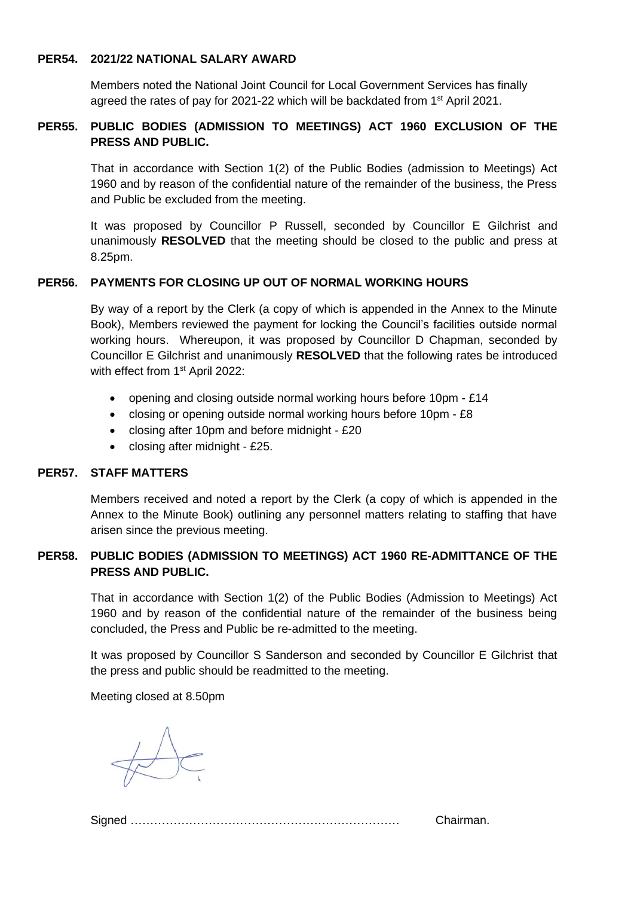**PER54. 2021/22 NATIONAL SALARY AWARD**

Members noted the National Joint Council for Local Government Services has finally agreed the rates of pay for 2021-22 which will be backdated from 1st April 2021.

**PER55. PUBLIC BODIES (ADMISSION TO MEETINGS) ACT 1960 EXCLUSION OF THE PRESS AND PUBLIC.**

That in accordance with Section 1(2) of the Public Bodies (admission to Meetings) Act 1960 and by reason of the confidential nature of the remainder of the business, the Press and Public be excluded from the meeting.

It was proposed by Councillor P Russell, seconded by Councillor E Gilchrist and unanimously **RESOLVED** that the meeting should be closed to the public and press at 8.25pm.

**PER56. PAYMENTS FOR CLOSING UP OUT OF NORMAL WORKING HOURS**

By way of a report by the Clerk (a copy of which is appended in the Annex to the Minute Book), Members reviewed the payment for locking the Council's facilities outside normal working hours. Whereupon, it was proposed by Councillor D Chapman, seconded by Councillor E Gilchrist and unanimously **RESOLVED** that the following rates be introduced with effect from 1st April 2022:

- opening and closing outside normal working hours before 10pm - £14
- closing or opening outside normal working hours before 10pm - £8
- closing after 10pm and before midnight - £20
- closing after midnight - £25.

**PER57. STAFF MATTERS**

Members received and noted a report by the Clerk (a copy of which is appended in the Annex to the Minute Book) outlining any personnel matters relating to staffing that have arisen since the previous meeting.

**PER58. PUBLIC BODIES (ADMISSION TO MEETINGS) ACT 1960 RE-ADMITTANCE OF THE PRESS AND PUBLIC.**

That in accordance with Section 1(2) of the Public Bodies (Admission to Meetings) Act 1960 and by reason of the confidential nature of the remainder of the business being concluded, the Press and Public be re-admitted to the meeting.

It was proposed by Councillor S Sanderson and seconded by Councillor E Gilchrist that the press and public should be readmitted to the meeting.

Meeting closed at 8.50pm

Signed …………………………………………………………… Chairman.